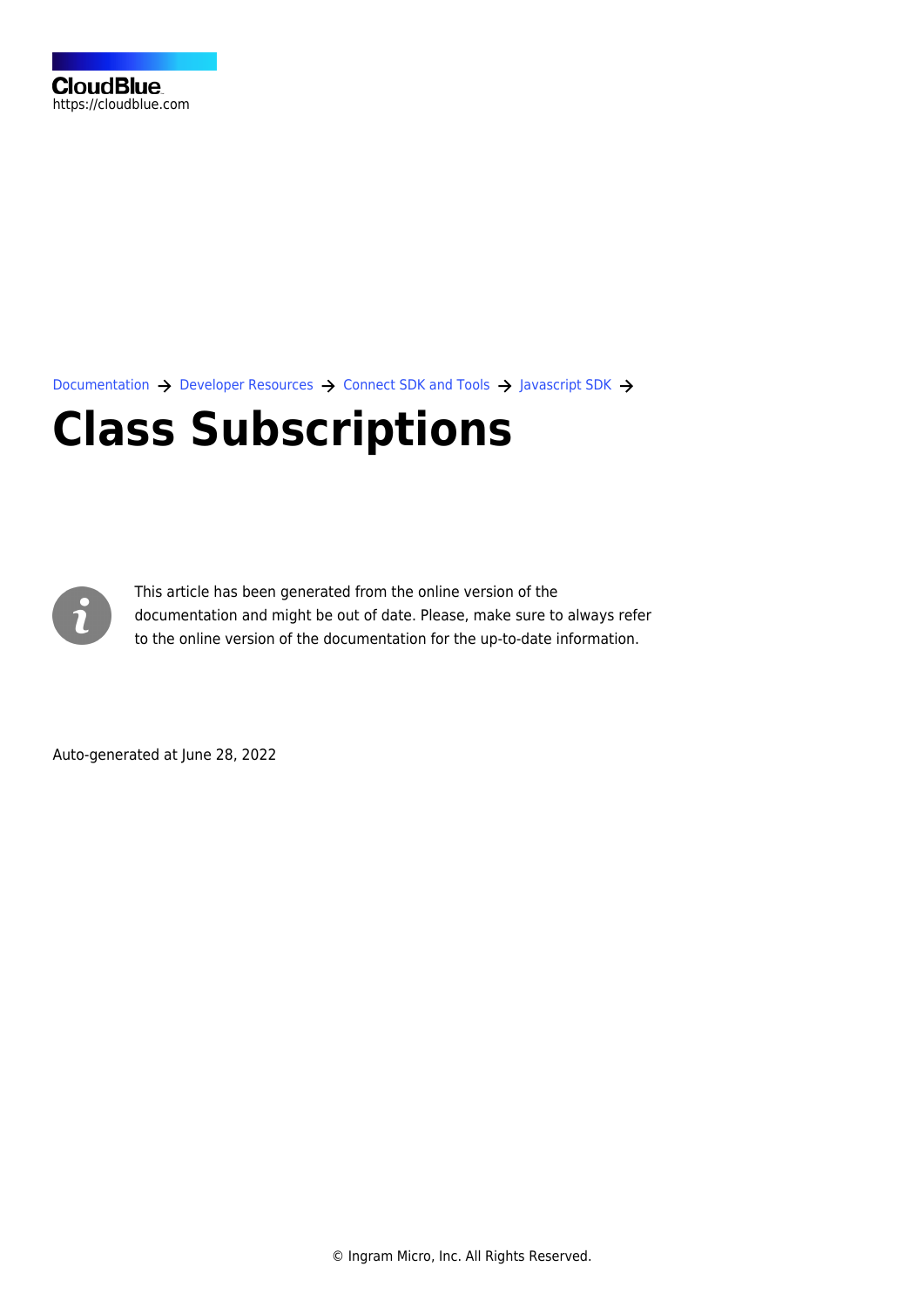CloudBlue
https://cloudblue.com

Documentation → Developer Resources → Connect SDK and Tools → Javascript SDK →

# Class Subscriptions

This article has been generated from the online version of the documentation and might be out of date. Please, make sure to always refer to the online version of the documentation for the up-to-date information.

Auto-generated at June 28, 2022

© Ingram Micro, Inc. All Rights Reserved.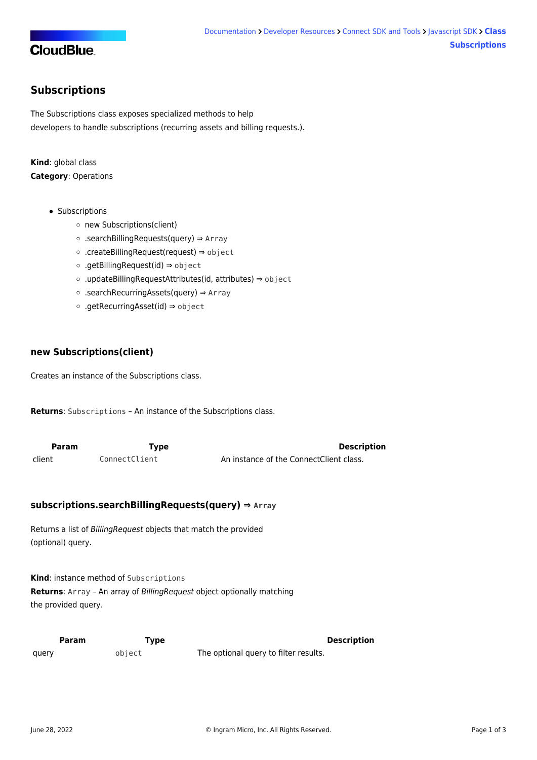## Subscriptions

The Subscriptions class exposes specialized methods to help
developers to handle subscriptions (recurring assets and billing requests.).

**Kind**: global class
**Category**: Operations

- Subscriptions
  - new Subscriptions(client)
  - .searchBillingRequests(query) ⇒ `Array`
  - .createBillingRequest(request) ⇒ `object`
  - .getBillingRequest(id) ⇒ `object`
  - .updateBillingRequestAttributes(id, attributes) ⇒ `object`
  - .searchRecurringAssets(query) ⇒ `Array`
  - .getRecurringAsset(id) ⇒ `object`

### new Subscriptions(client)

Creates an instance of the Subscriptions class.

**Returns**: `Subscriptions` – An instance of the Subscriptions class.

| Param | Type | Description |
|---|---|---|
| client | `ConnectClient` | An instance of the ConnectClient class. |

### subscriptions.searchBillingRequests(query) ⇒ `Array`

Returns a list of *BillingRequest* objects that match the provided
(optional) query.

**Kind**: instance method of `Subscriptions`
**Returns**: `Array` – An array of *BillingRequest* object optionally matching
the provided query.

| Param | Type | Description |
|---|---|---|
| query | `object` | The optional query to filter results. |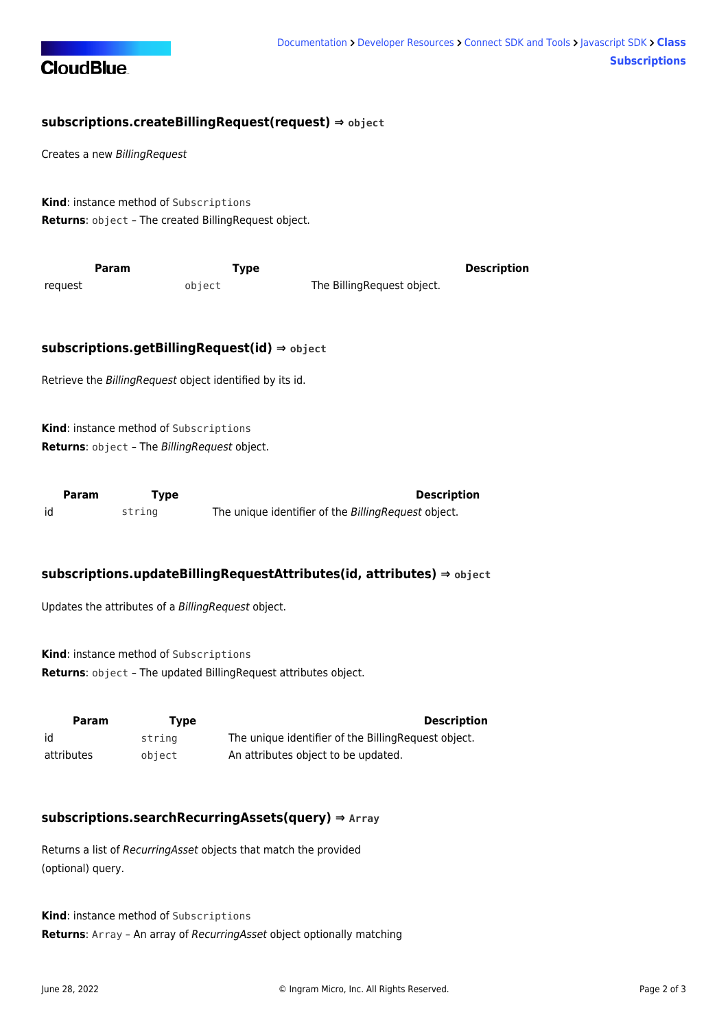### subscriptions.createBillingRequest(request) ⇒ `object`

Creates a new *BillingRequest*

**Kind**: instance method of `Subscriptions`
**Returns**: `object` – The created BillingRequest object.

| Param | Type | Description |
| --- | --- | --- |
| request | `object` | The BillingRequest object. |

### subscriptions.getBillingRequest(id) ⇒ `object`

Retrieve the *BillingRequest* object identified by its id.

**Kind**: instance method of `Subscriptions`
**Returns**: `object` – The *BillingRequest* object.

| Param | Type | Description |
| --- | --- | --- |
| id | `string` | The unique identifier of the *BillingRequest* object. |

### subscriptions.updateBillingRequestAttributes(id, attributes) ⇒ `object`

Updates the attributes of a *BillingRequest* object.

**Kind**: instance method of `Subscriptions`
**Returns**: `object` – The updated BillingRequest attributes object.

| Param | Type | Description |
| --- | --- | --- |
| id | `string` | The unique identifier of the BillingRequest object. |
| attributes | `object` | An attributes object to be updated. |

### subscriptions.searchRecurringAssets(query) ⇒ `Array`

Returns a list of *RecurringAsset* objects that match the provided (optional) query.

**Kind**: instance method of `Subscriptions`
**Returns**: `Array` – An array of *RecurringAsset* object optionally matching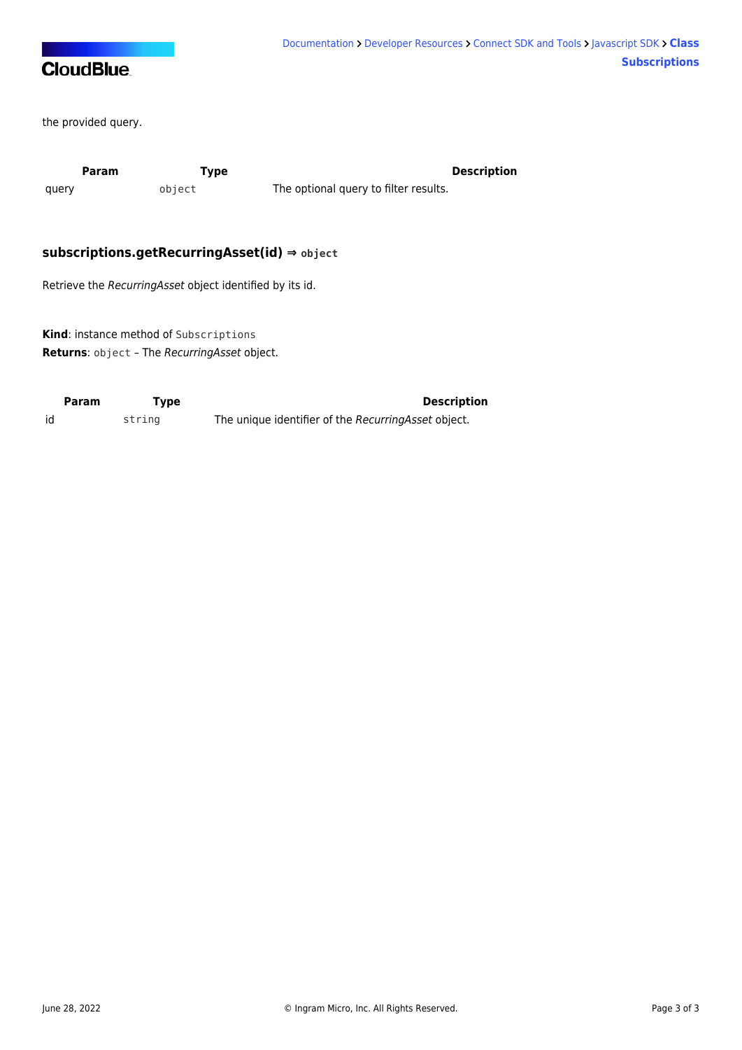the provided query.

| Param | Type | Description |
| --- | --- | --- |
| query | `object` | The optional query to filter results. |

#### subscriptions.getRecurringAsset(id) ⇒ `object`

Retrieve the *RecurringAsset* object identified by its id.

**Kind**: instance method of `Subscriptions`
**Returns**: `object` – The *RecurringAsset* object.

| Param | Type | Description |
| --- | --- | --- |
| id | `string` | The unique identifier of the *RecurringAsset* object. |